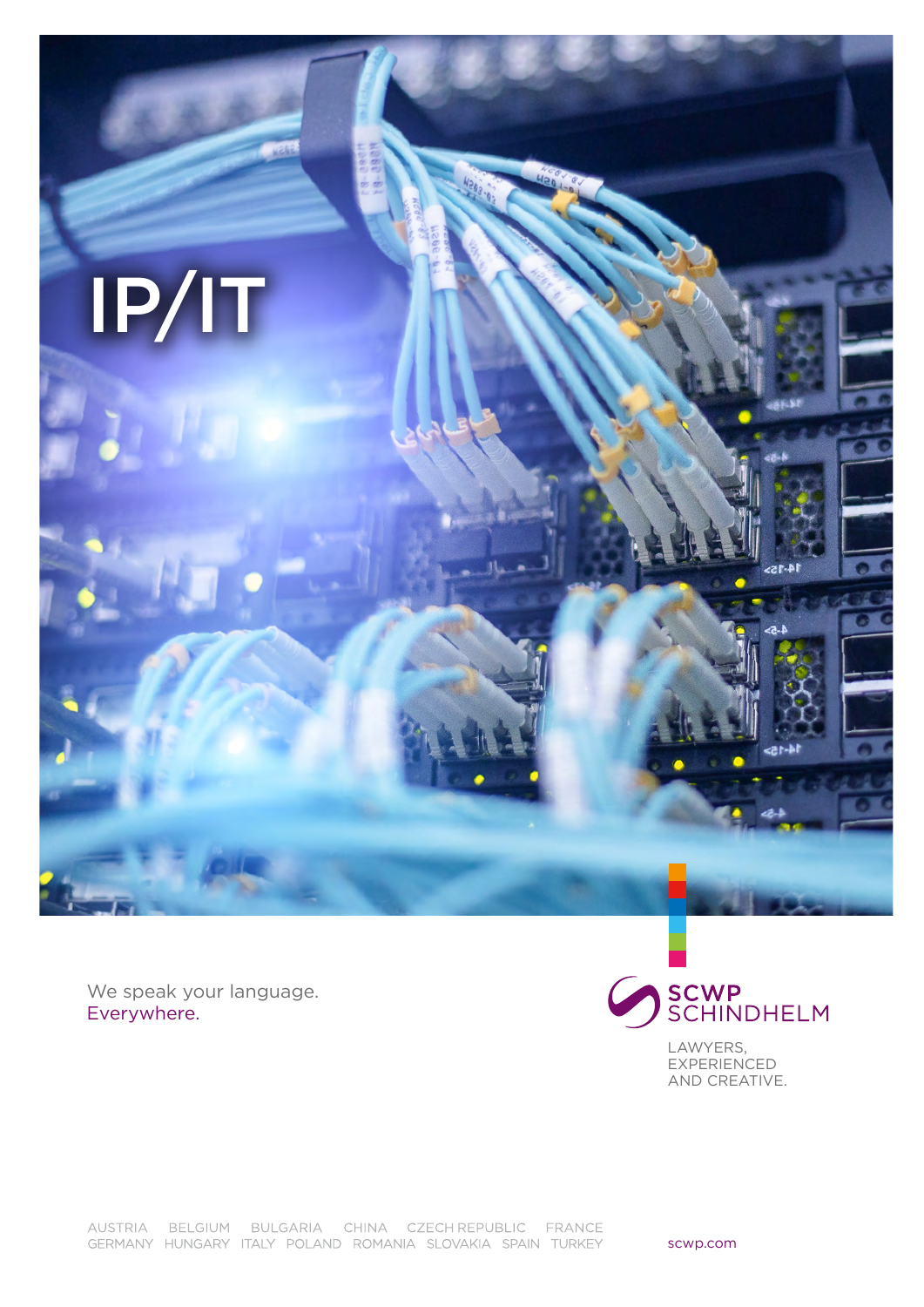# IP/IT

We speak your language.
Everywhere.

SCWP SCHINDHELM

LAWYERS,
EXPERIENCED
AND CREATIVE.

AUSTRIA BELGIUM BULGARIA CHINA CZECH REPUBLIC FRANCE
GERMANY HUNGARY ITALY POLAND ROMANIA SLOVAKIA SPAIN TURKEY

scwp.com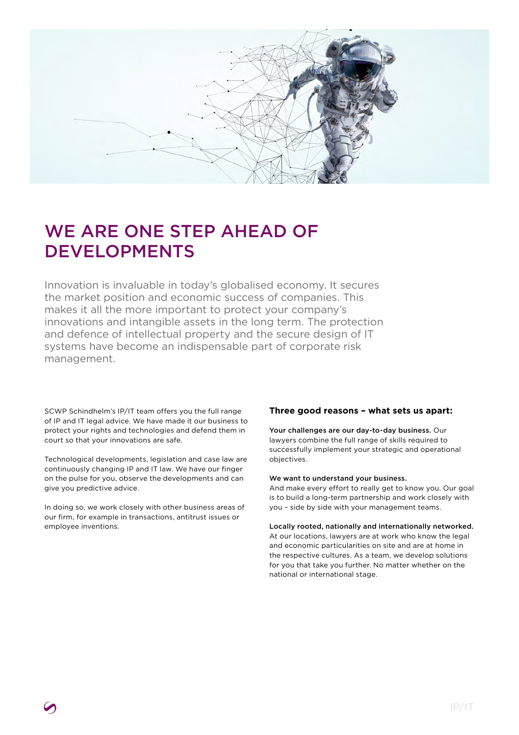# WE ARE ONE STEP AHEAD OF DEVELOPMENTS

Innovation is invaluable in today's globalised economy. It secures the market position and economic success of companies. This makes it all the more important to protect your company's innovations and intangible assets in the long term. The protection and defence of intellectual property and the secure design of IT systems have become an indispensable part of corporate risk management.

SCWP Schindhelm's IP/IT team offers you the full range of IP and IT legal advice. We have made it our business to protect your rights and technologies and defend them in court so that your innovations are safe.

Technological developments, legislation and case law are continuously changing IP and IT law. We have our finger on the pulse for you, observe the developments and can give you predictive advice.

In doing so, we work closely with other business areas of our firm, for example in transactions, antitrust issues or employee inventions.

**Three good reasons – what sets us apart:**

**Your challenges are our day-to-day business.** Our lawyers combine the full range of skills required to successfully implement your strategic and operational objectives.

**We want to understand your business.**
And make every effort to really get to know you. Our goal is to build a long-term partnership and work closely with you – side by side with your management teams.

**Locally rooted, nationally and internationally networked.**
At our locations, lawyers are at work who know the legal and economic particularities on site and are at home in the respective cultures. As a team, we develop solutions for you that take you further. No matter whether on the national or international stage.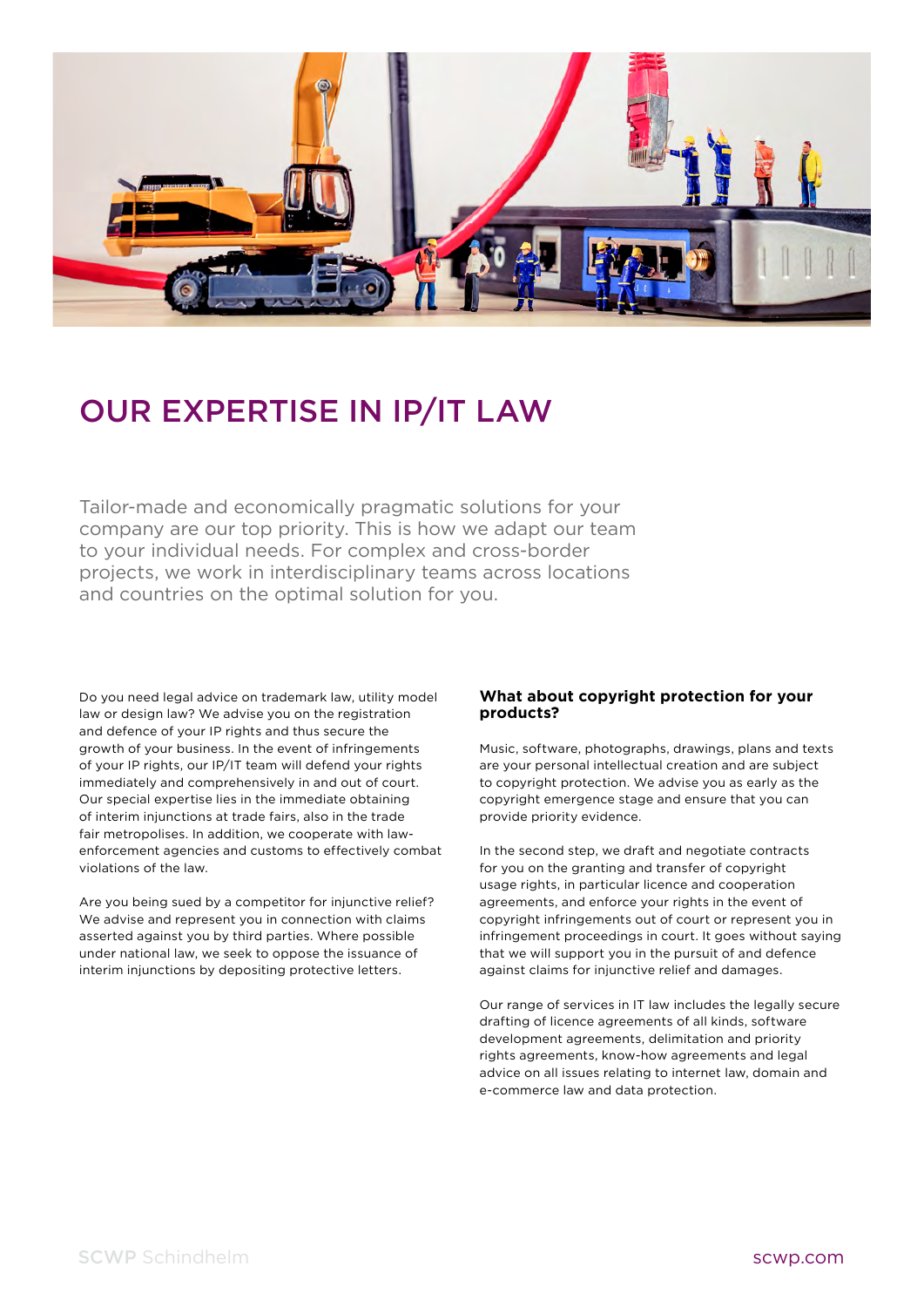# OUR EXPERTISE IN IP/IT LAW

Tailor-made and economically pragmatic solutions for your company are our top priority. This is how we adapt our team to your individual needs. For complex and cross-border projects, we work in interdisciplinary teams across locations and countries on the optimal solution for you.

Do you need legal advice on trademark law, utility model law or design law? We advise you on the registration and defence of your IP rights and thus secure the growth of your business. In the event of infringements of your IP rights, our IP/IT team will defend your rights immediately and comprehensively in and out of court. Our special expertise lies in the immediate obtaining of interim injunctions at trade fairs, also in the trade fair metropolises. In addition, we cooperate with law-enforcement agencies and customs to effectively combat violations of the law.

Are you being sued by a competitor for injunctive relief? We advise and represent you in connection with claims asserted against you by third parties. Where possible under national law, we seek to oppose the issuance of interim injunctions by depositing protective letters.

### What about copyright protection for your products?

Music, software, photographs, drawings, plans and texts are your personal intellectual creation and are subject to copyright protection. We advise you as early as the copyright emergence stage and ensure that you can provide priority evidence.

In the second step, we draft and negotiate contracts for you on the granting and transfer of copyright usage rights, in particular licence and cooperation agreements, and enforce your rights in the event of copyright infringements out of court or represent you in infringement proceedings in court. It goes without saying that we will support you in the pursuit of and defence against claims for injunctive relief and damages.

Our range of services in IT law includes the legally secure drafting of licence agreements of all kinds, software development agreements, delimitation and priority rights agreements, know-how agreements and legal advice on all issues relating to internet law, domain and e-commerce law and data protection.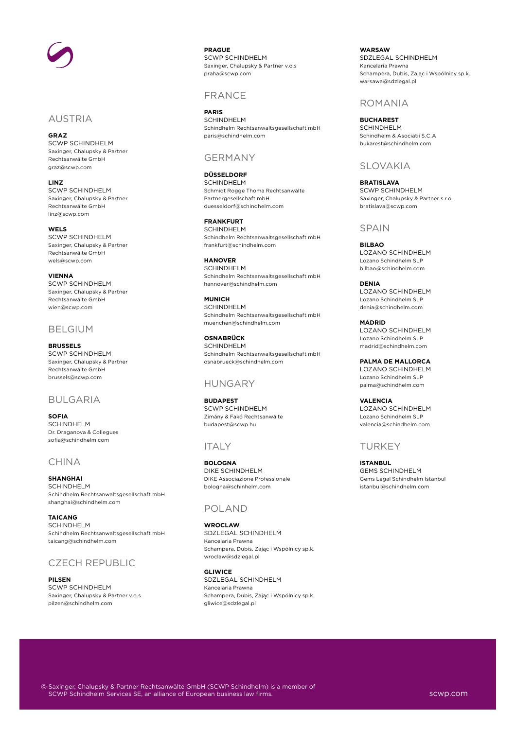## AUSTRIA

**GRAZ**
SCWP SCHINDHELM
Saxinger, Chalupsky & Partner
Rechtsanwälte GmbH
graz@scwp.com

**LINZ**
SCWP SCHINDHELM
Saxinger, Chalupsky & Partner
Rechtsanwälte GmbH
linz@scwp.com

**WELS**
SCWP SCHINDHELM
Saxinger, Chalupsky & Partner
Rechtsanwälte GmbH
wels@scwp.com

**VIENNA**
SCWP SCHINDHELM
Saxinger, Chalupsky & Partner
Rechtsanwälte GmbH
wien@scwp.com

## BELGIUM

**BRUSSELS**
SCWP SCHINDHELM
Saxinger, Chalupsky & Partner
Rechtsanwälte GmbH
brussels@scwp.com

## BULGARIA

**SOFIA**
SCHINDHELM
Dr. Draganova & Collegues
sofia@schindhelm.com

## CHINA

**SHANGHAI**
SCHINDHELM
Schindhelm Rechtsanwaltsgesellschaft mbH
shanghai@schindhelm.com

**TAICANG**
SCHINDHELM
Schindhelm Rechtsanwaltsgesellschaft mbH
taicang@schindhelm.com

## CZECH REPUBLIC

**PILSEN**
SCWP SCHINDHELM
Saxinger, Chalupsky & Partner v.o.s
pilzen@schindhelm.com

**PRAGUE**
SCWP SCHINDHELM
Saxinger, Chalupsky & Partner v.o.s
praha@scwp.com

## FRANCE

**PARIS**
SCHINDHELM
Schindhelm Rechtsanwaltsgesellschaft mbH
paris@schindhelm.com

## GERMANY

**DÜSSELDORF**
SCHINDHELM
Schmidt Rogge Thoma Rechtsanwälte
Partnergesellschaft mbH
duesseldorf@schindhelm.com

**FRANKFURT**
SCHINDHELM
Schindhelm Rechtsanwaltsgesellschaft mbH
frankfurt@schindhelm.com

**HANOVER**
SCHINDHELM
Schindhelm Rechtsanwaltsgesellschaft mbH
hannover@schindhelm.com

**MUNICH**
SCHINDHELM
Schindhelm Rechtsanwaltsgesellschaft mbH
muenchen@schindhelm.com

**OSNABRÜCK**
SCHINDHELM
Schindhelm Rechtsanwaltsgesellschaft mbH
osnabrueck@schindhelm.com

## HUNGARY

**BUDAPEST**
SCWP SCHINDHELM
Zimány & Fakó Rechtsanwälte
budapest@scwp.hu

## ITALY

**BOLOGNA**
DIKE SCHINDHELM
DIKE Associazione Professionale
bologna@schinhelm.com

## POLAND

**WROCLAW**
SDZLEGAL SCHINDHELM
Kancelaria Prawna
Schampera, Dubis, Zając i Wspólnicy sp.k.
wroclaw@sdzlegal.pl

**GLIWICE**
SDZLEGAL SCHINDHELM
Kancelaria Prawna
Schampera, Dubis, Zając i Wspólnicy sp.k.
gliwice@sdzlegal.pl

**WARSAW**
SDZLEGAL SCHINDHELM
Kancelaria Prawna
Schampera, Dubis, Zając i Wspólnicy sp.k.
warsawa@sdzlegal.pl

## ROMANIA

**BUCHAREST**
SCHINDHELM
Schindhelm & Asociatii S.C.A
bukarest@schindhelm.com

## SLOVAKIA

**BRATISLAVA**
SCWP SCHINDHELM
Saxinger, Chalupsky & Partner s.r.o.
bratislava@scwp.com

## SPAIN

**BILBAO**
LOZANO SCHINDHELM
Lozano Schindhelm SLP
bilbao@schindhelm.com

**DENIA**
LOZANO SCHINDHELM
Lozano Schindhelm SLP
denia@schindhelm.com

**MADRID**
LOZANO SCHINDHELM
Lozano Schindhelm SLP
madrid@schindhelm.com

**PALMA DE MALLORCA**
LOZANO SCHINDHELM
Lozano Schindhelm SLP
palma@schindhelm.com

**VALENCIA**
LOZANO SCHINDHELM
Lozano Schindhelm SLP
valencia@schindhelm.com

## TURKEY

**ISTANBUL**
GEMS SCHINDHELM
Gems Legal Schindhelm Istanbul
istanbul@schindhelm.com

© Saxinger, Chalupsky & Partner Rechtsanwälte GmbH (SCWP Schindhelm) is a member of SCWP Schindhelm Services SE, an alliance of European business law firms.

scwp.com